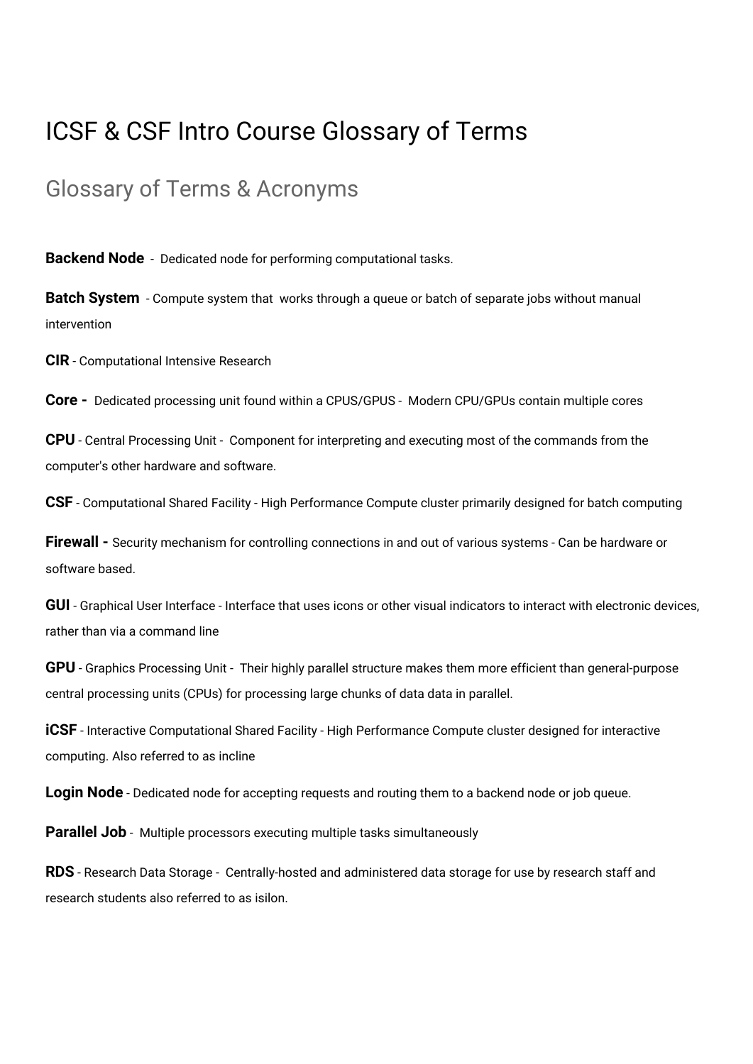# ICSF & CSF Intro Course Glossary of Terms

## Glossary of Terms & Acronyms

**Backend Node** - Dedicated node for performing computational tasks.

**Batch System** - Compute system that works through a queue or batch of separate jobs without manual intervention

**CIR** - Computational Intensive Research

**Core -** Dedicated processing unit found within a CPUS/GPUS - Modern CPU/GPUs contain multiple cores

**CPU** - Central Processing Unit - Component for interpreting and executing most of the commands from the computer's other hardware and software.

**CSF** - Computational Shared Facility - High Performance Compute cluster primarily designed for batch computing

**Firewall -** Security mechanism for controlling connections in and out of various systems - Can be hardware or software based.

**GUI** - Graphical User Interface - Interface that uses icons or other visual indicators to interact with electronic devices, rather than via a command line

**GPU** - Graphics Processing Unit - Their highly parallel structure makes them more efficient than general-purpose central processing units (CPUs) for processing large chunks of data data in parallel.

**iCSF** - Interactive Computational Shared Facility - High Performance Compute cluster designed for interactive computing. Also referred to as incline

**Login Node** - Dedicated node for accepting requests and routing them to a backend node or job queue.

**Parallel Job** - Multiple processors executing multiple tasks simultaneously

**RDS** - Research Data Storage - Centrally-hosted and administered data storage for use by research staff and research students also referred to as isilon.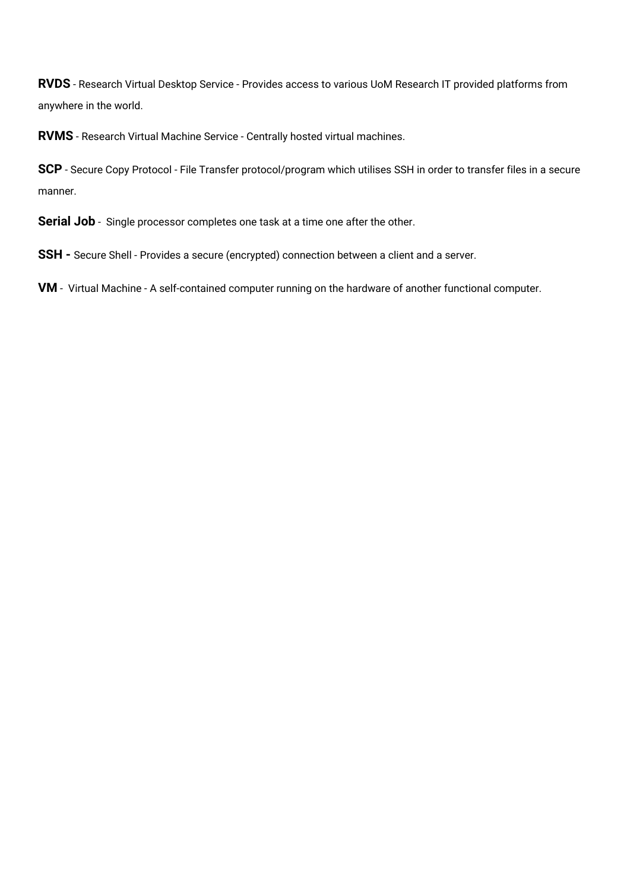**RVDS** - Research Virtual Desktop Service - Provides access to various UoM Research IT provided platforms from anywhere in the world.

**RVMS** - Research Virtual Machine Service - Centrally hosted virtual machines.

**SCP** - Secure Copy Protocol - File Transfer protocol/program which utilises SSH in order to transfer files in a secure manner.

**Serial Job** - Single processor completes one task at a time one after the other.

**SSH -** Secure Shell - Provides a secure (encrypted) connection between a client and a server.

**VM** - Virtual Machine - A self-contained computer running on the hardware of another functional computer.